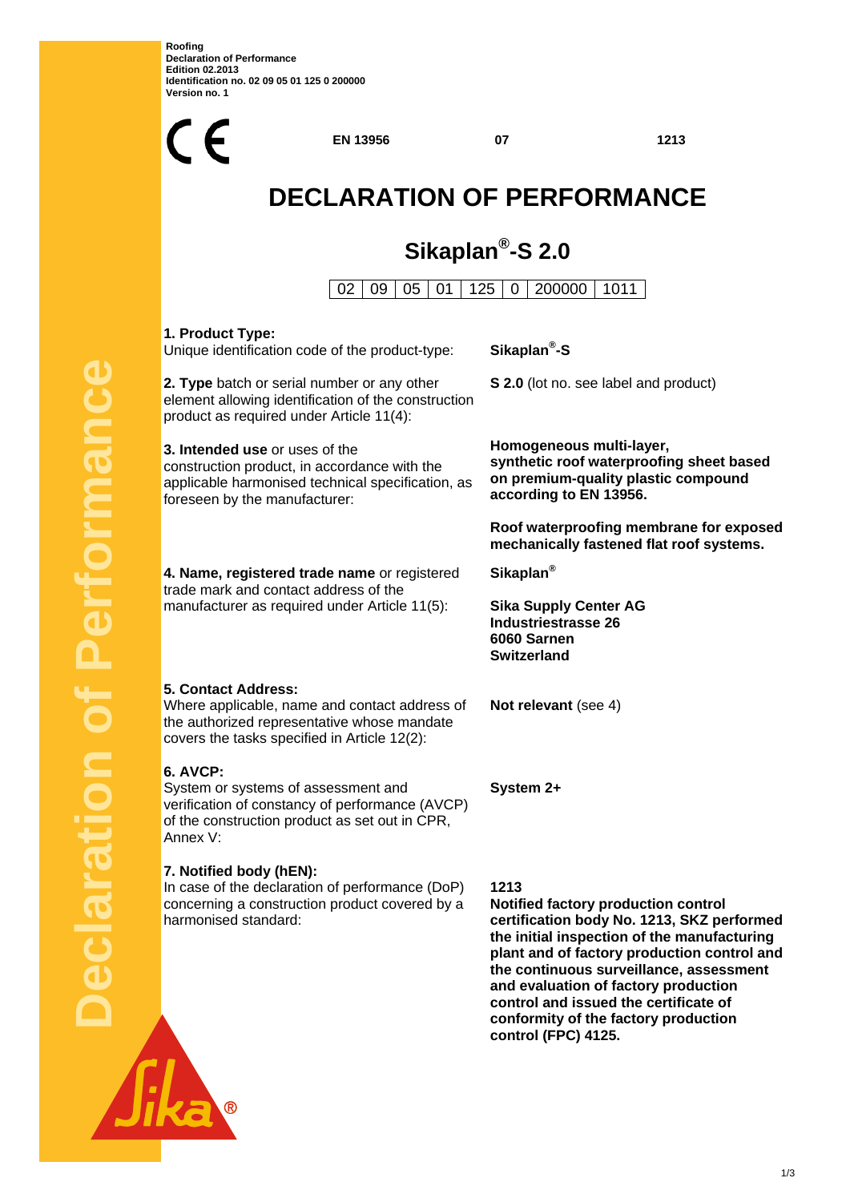Roofing
Declaration of Performance
Edition 02.2013
Identification no. 02 09 05 01 125 0 200000
Version no. 1

CE | EN 13956 | 07 | 1213

# DECLARATION OF PERFORMANCE

## Sikaplan®-S 2.0

| 02 | 09 | 05 | 01 | 125 | 0 | 200000 | 1011 |
|---|---|---|---|---|---|---|---|

**1. Product Type:**
Unique identification code of the product-type: **Sikaplan®-S**

**2. Type** batch or serial number or any other element allowing identification of the construction product as required under Article 11(4): **S 2.0** (lot no. see label and product)

**3. Intended use** or uses of the construction product, in accordance with the applicable harmonised technical specification, as foreseen by the manufacturer:

**Homogeneous multi-layer, synthetic roof waterproofing sheet based on premium-quality plastic compound according to EN 13956.**

**Roof waterproofing membrane for exposed mechanically fastened flat roof systems.**

**4. Name, registered trade name** or registered trade mark and contact address of the manufacturer as required under Article 11(5):

**Sikaplan®**

**Sika Supply Center AG**
**Industriestrasse 26**
**6060 Sarnen**
**Switzerland**

**5. Contact Address:**
Where applicable, name and contact address of the authorized representative whose mandate covers the tasks specified in Article 12(2): **Not relevant** (see 4)

**6. AVCP:**
System or systems of assessment and verification of constancy of performance (AVCP) of the construction product as set out in CPR, Annex V: **System 2+**

**7. Notified body (hEN):**
In case of the declaration of performance (DoP) concerning a construction product covered by a harmonised standard:

**1213**
**Notified factory production control certification body No. 1213, SKZ performed the initial inspection of the manufacturing plant and of factory production control and the continuous surveillance, assessment and evaluation of factory production control and issued the certificate of conformity of the factory production control (FPC) 4125.**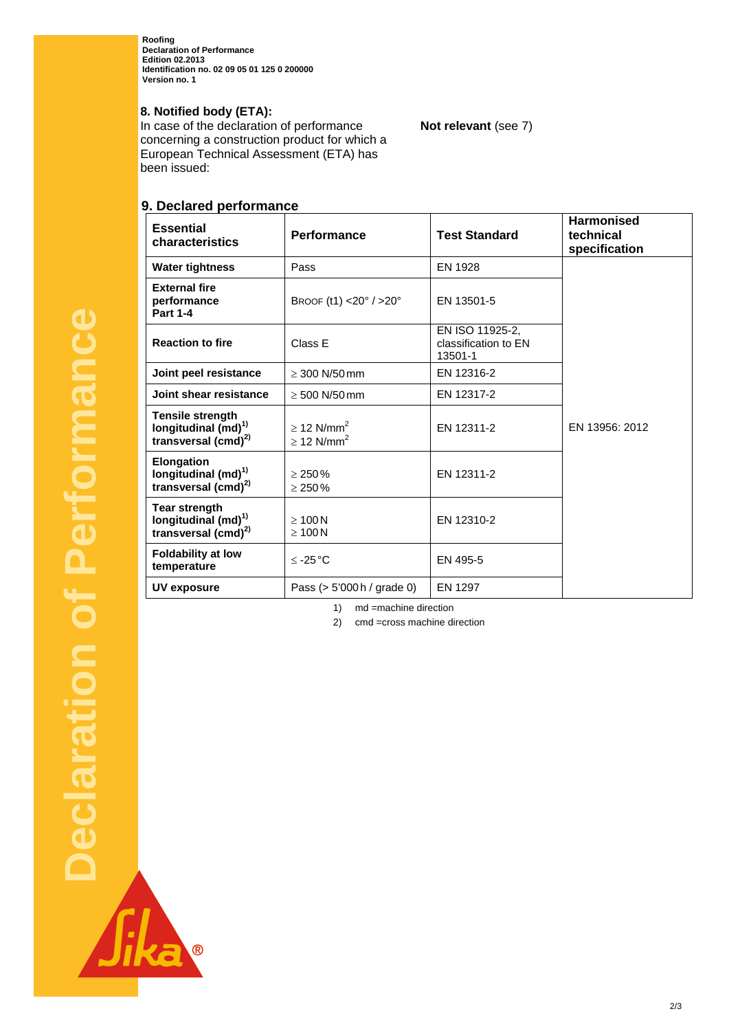Roofing
Declaration of Performance
Edition 02.2013
Identification no. 02 09 05 01 125 0 200000
Version no. 1

### 8. Notified body (ETA):

In case of the declaration of performance concerning a construction product for which a European Technical Assessment (ETA) has been issued: **Not relevant** (see 7)

### 9. Declared performance

| Essential characteristics | Performance | Test Standard | Harmonised technical specification |
|---|---|---|---|
| **Water tightness** | Pass | EN 1928 | EN 13956: 2012 |
| **External fire performance Part 1-4** | BROOF (t1) <20° / >20° | EN 13501-5 | |
| **Reaction to fire** | Class E | EN ISO 11925-2, classification to EN 13501-1 | |
| **Joint peel resistance** | ≥ 300 N/50 mm | EN 12316-2 | |
| **Joint shear resistance** | ≥ 500 N/50 mm | EN 12317-2 | |
| **Tensile strength longitudinal (md)[1) ] transversal (cmd)[2)]** | ≥ 12 N/mm$^2$<br>≥ 12 N/mm$^2$ | EN 12311-2 | |
| **Elongation longitudinal (md)[1)] transversal (cmd)[2)]** | ≥ 250 %<br>≥ 250 % | EN 12311-2 | |
| **Tear strength longitudinal (md)[1)] transversal (cmd)[2)]** | ≥ 100 N<br>≥ 100 N | EN 12310-2 | |
| **Foldability at low temperature** | ≤ -25 °C | EN 495-5 | |
| **UV exposure** | Pass (> 5'000 h / grade 0) | EN 1297 | |

1) md =machine direction

2) cmd =cross machine direction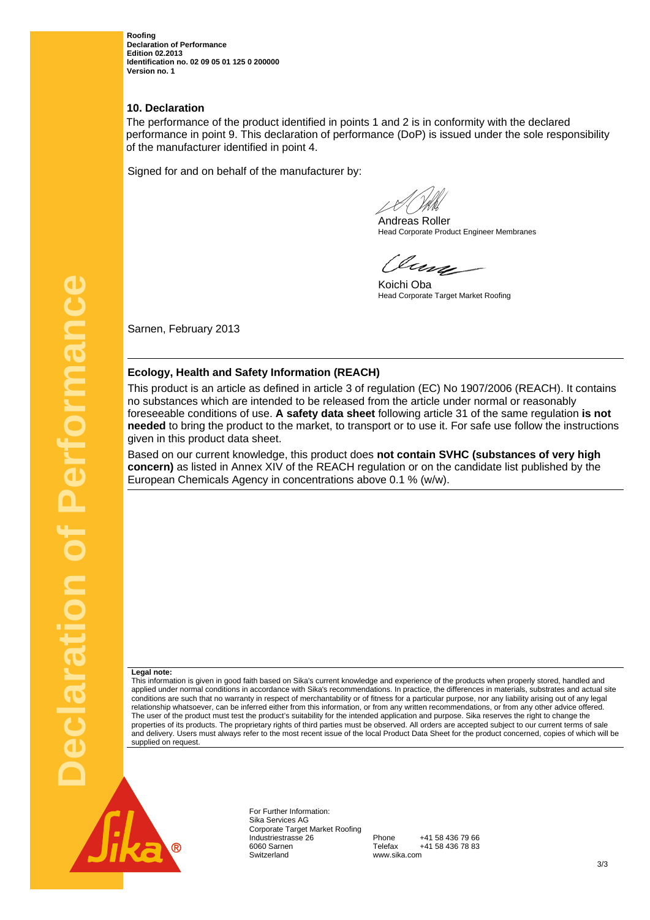**Roofing**
**Declaration of Performance**
**Edition 02.2013**
**Identification no. 02 09 05 01 125 0 200000**
**Version no. 1**

## 10. Declaration

The performance of the product identified in points 1 and 2 is in conformity with the declared performance in point 9. This declaration of performance (DoP) is issued under the sole responsibility of the manufacturer identified in point 4.

Signed for and on behalf of the manufacturer by:

Andreas Roller
Head Corporate Product Engineer Membranes

Koichi Oba
Head Corporate Target Market Roofing

Sarnen, February 2013

## Ecology, Health and Safety Information (REACH)

This product is an article as defined in article 3 of regulation (EC) No 1907/2006 (REACH). It contains no substances which are intended to be released from the article under normal or reasonably foreseeable conditions of use. **A safety data sheet** following article 31 of the same regulation **is not needed** to bring the product to the market, to transport or to use it. For safe use follow the instructions given in this product data sheet.

Based on our current knowledge, this product does **not contain SVHC (substances of very high concern)** as listed in Annex XIV of the REACH regulation or on the candidate list published by the European Chemicals Agency in concentrations above 0.1 % (w/w).

**Legal note:**
This information is given in good faith based on Sika's current knowledge and experience of the products when properly stored, handled and applied under normal conditions in accordance with Sika's recommendations. In practice, the differences in materials, substrates and actual site conditions are such that no warranty in respect of merchantability or of fitness for a particular purpose, nor any liability arising out of any legal relationship whatsoever, can be inferred either from this information, or from any written recommendations, or from any other advice offered. The user of the product must test the product's suitability for the intended application and purpose. Sika reserves the right to change the properties of its products. The proprietary rights of third parties must be observed. All orders are accepted subject to our current terms of sale and delivery. Users must always refer to the most recent issue of the local Product Data Sheet for the product concerned, copies of which will be supplied on request.

For Further Information:
Sika Services AG
Corporate Target Market Roofing
Industriestrasse 26
6060 Sarnen
Switzerland

Phone +41 58 436 79 66
Telefax +41 58 436 78 83
www.sika.com